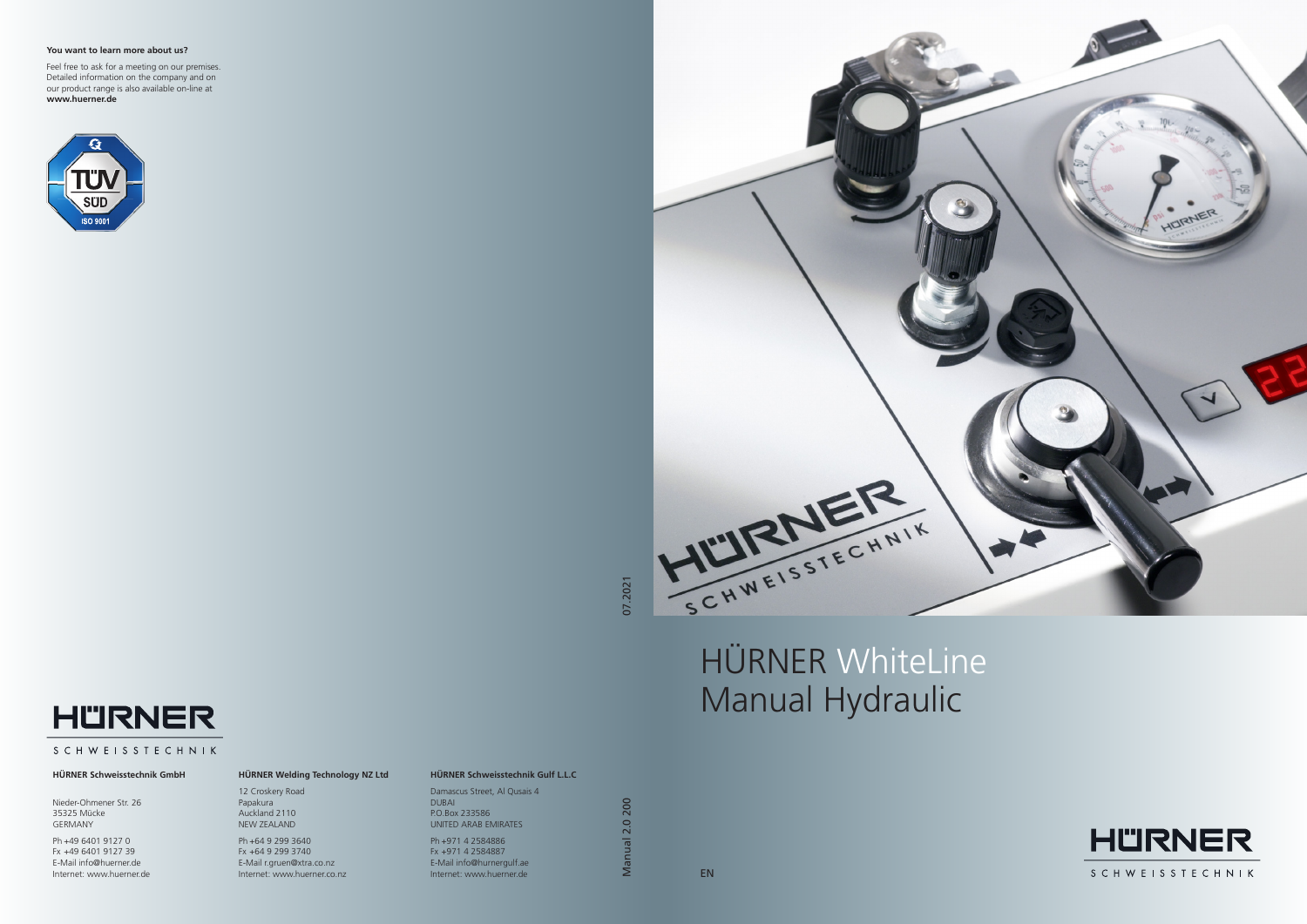**You want to learn more about us?**

Feel free to ask for a meeting on our premises. Detailed information on the company and on our product range is also available on-line at **www.huerner.de**

TÜV SÜD ISO 9001

HÜRNER SCHWEISSTECHNIK

**HÜRNER Schweisstechnik GmbH**

Nieder-Ohmener Str. 26
35325 Mücke
GERMANY

Ph +49 6401 9127 0
Fx +49 6401 9127 39
E-Mail info@huerner.de
Internet: www.huerner.de

**HÜRNER Welding Technology NZ Ltd**

12 Croskery Road
Papakura
Auckland 2110
NEW ZEALAND

Ph +64 9 299 3640
Fx +64 9 299 3740
E-Mail r.gruen@xtra.co.nz
Internet: www.huerner.co.nz

**HÜRNER Schweisstechnik Gulf L.L.C**

Damascus Street, Al Qusais 4
DUBAI
P.O.Box 233586
UNITED ARAB EMIRATES

Ph +971 4 2584886
Fx +971 4 2584887
E-Mail info@hurnergulf.ae
Internet: www.huerner.de

07.2021

Manual 2.0 200

# HÜRNER WhiteLine
# Manual Hydraulic

EN

HÜRNER SCHWEISSTECHNIK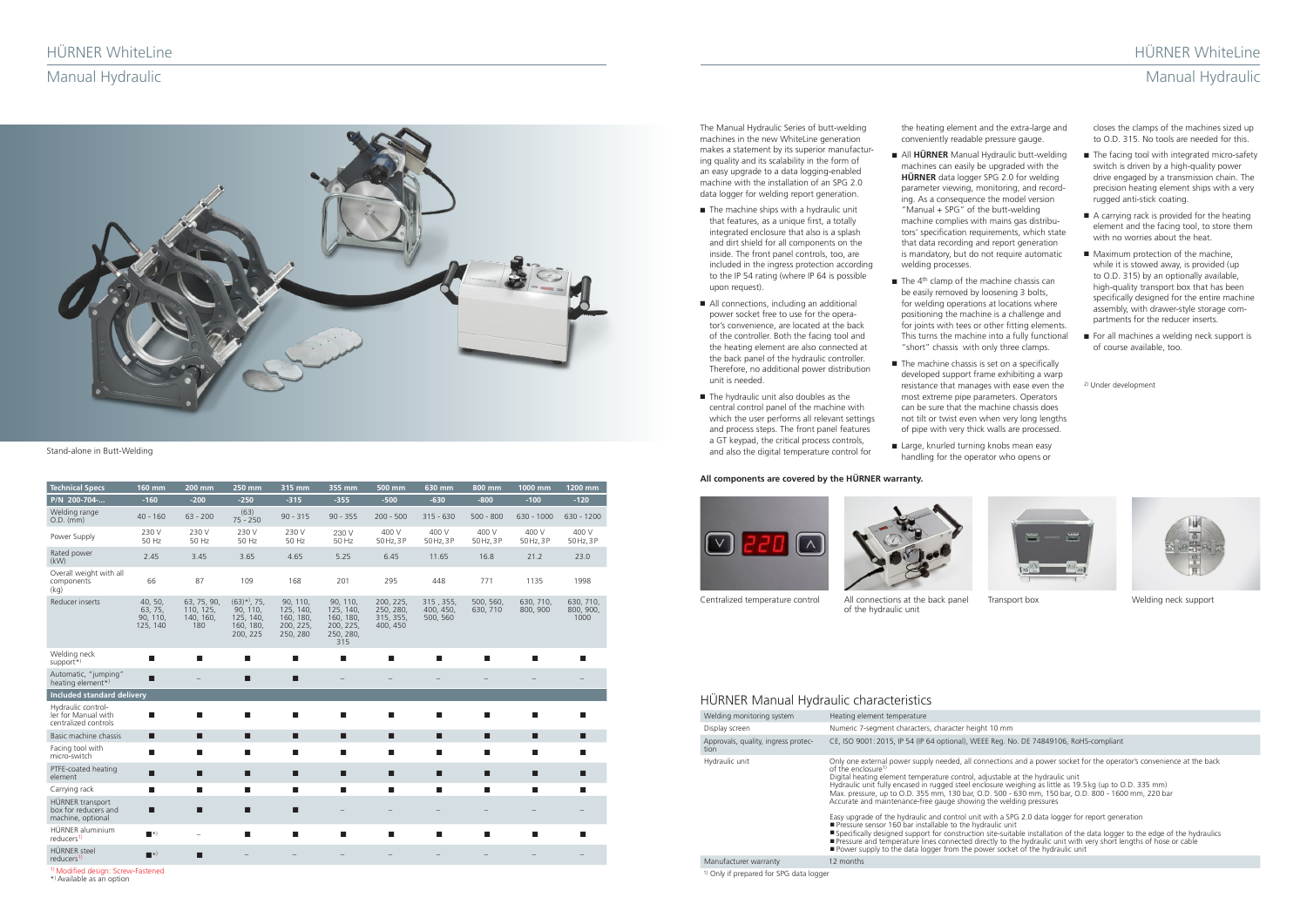# HÜRNER WhiteLine

## Manual Hydraulic

Stand-alone in Butt-Welding

| Technical Specs | 160 mm | 200 mm | 250 mm | 315 mm | 355 mm | 500 mm | 630 mm | 800 mm | 1000 mm | 1200 mm |
|---|---|---|---|---|---|---|---|---|---|---|
| P/N 200-704-... | -160 | -200 | -250 | -315 | -355 | -500 | -630 | -800 | -100 | -120 |
| Welding range O.D. (mm) | 40 - 160 | 63 - 200 | (63) 75 - 250 | 90 - 315 | 90 - 355 | 200 - 500 | 315 - 630 | 500 - 800 | 630 - 1000 | 630 - 1200 |
| Power Supply | 230 V 50 Hz | 230 V 50 Hz | 230 V 50 Hz | 230 V 50 Hz | 230 V 50 Hz | 400 V 50 Hz, 3 P | 400 V 50 Hz, 3 P | 400 V 50 Hz, 3 P | 400 V 50 Hz, 3 P | 400 V 50 Hz, 3 P |
| Rated power (kW) | 2.45 | 3.45 | 3.65 | 4.65 | 5.25 | 6.45 | 11.65 | 16.8 | 21.2 | 23.0 |
| Overall weight with all components (kg) | 66 | 87 | 109 | 168 | 201 | 295 | 448 | 771 | 1135 | 1998 |
| Reducer inserts | 40, 50, 63, 75, 90, 110, 125, 140 | 63, 75, 90, 110, 125, 140, 160, 180 | (63)*), 75, 90, 110, 125, 140, 160, 180, 200, 225 | 90, 110, 125, 140, 160, 180, 200, 225, 250, 280 | 90, 110, 125, 140, 160, 180, 200, 225, 250, 280, 315 | 200, 225, 250, 280, 315, 355, 400, 450 | 315 , 355, 400, 450, 500, 560 | 500, 560, 630, 710 | 630, 710, 800, 900 | 630, 710, 800, 900, 1000 |
| Welding neck support*) | ■ | ■ | ■ | ■ | ■ | ■ | ■ | ■ | ■ | ■ |
| Automatic, "jumping" heating element*) | ■ | – | ■ | ■ | – | – | – | – | – | – |
| **Included standard delivery** | | | | | | | | | | |
| Hydraulic controller for Manual with centralized controls | ■ | ■ | ■ | ■ | ■ | ■ | ■ | ■ | ■ | ■ |
| Basic machine chassis | ■ | ■ | ■ | ■ | ■ | ■ | ■ | ■ | ■ | ■ |
| Facing tool with micro-switch | ■ | ■ | ■ | ■ | ■ | ■ | ■ | ■ | ■ | ■ |
| PTFE-coated heating element | ■ | ■ | ■ | ■ | ■ | ■ | ■ | ■ | ■ | ■ |
| Carrying rack | ■ | ■ | ■ | ■ | ■ | ■ | ■ | ■ | ■ | ■ |
| HÜRNER transport box for reducers and machine, optional | ■ | ■ | ■ | ■ | – | – | – | – | – | – |
| HÜRNER aluminium reducers[1] | ■*) | – | ■ | ■ | ■ | ■ | ■ | ■ | ■ | ■ |
| HÜRNER steel reducers[1] | ■*) | ■ | – | – | – | – | – | – | – | – |

[1] Modified design: Screw-Fastened
*) Available as an option

The Manual Hydraulic Series of butt-welding machines in the new WhiteLine generation makes a statement by its superior manufacturing quality and its scalability in the form of an easy upgrade to a data logging-enabled machine with the installation of an SPG 2.0 data logger for welding report generation.

- The machine ships with a hydraulic unit that features, as a unique first, a totally integrated enclosure that also is a splash and dirt shield for all components on the inside. The front panel controls, too, are included in the ingress protection according to the IP 54 rating (where IP 64 is possible upon request).
- All connections, including an additional power socket free to use for the operator's convenience, are located at the back of the controller. Both the facing tool and the heating element are also connected at the back panel of the hydraulic controller. Therefore, no additional power distribution unit is needed.
- The hydraulic unit also doubles as the central control panel of the machine with which the user performs all relevant settings and process steps. The front panel features a GT keypad, the critical process controls, and also the digital temperature control for the heating element and the extra-large and conveniently readable pressure gauge.
- All **HÜRNER** Manual Hydraulic butt-welding machines can easily be upgraded with the **HÜRNER** data logger SPG 2.0 for welding parameter viewing, monitoring, and recording. As a consequence the model version "Manual + SPG" of the butt-welding machine complies with mains gas distributors' specification requirements, which state that data recording and report generation is mandatory, but do not require automatic welding processes.
- The 4th clamp of the machine chassis can be easily removed by loosening 3 bolts, for welding operations at locations where positioning the machine is a challenge and for joints with tees or other fitting elements. This turns the machine into a fully functional "short" chassis with only three clamps.
- The machine chassis is set on a specifically developed support frame exhibiting a warp resistance that manages with ease even the most extreme pipe parameters. Operators can be sure that the machine chassis does not tilt or twist even when very long lengths of pipe with very thick walls are processed.
- Large, knurled turning knobs mean easy handling for the operator who opens or closes the clamps of the machines sized up to O.D. 315. No tools are needed for this.
- The facing tool with integrated micro-safety switch is driven by a high-quality power drive engaged by a transmission chain. The precision heating element ships with a very rugged anti-stick coating.
- A carrying rack is provided for the heating element and the facing tool, to store them with no worries about the heat.
- Maximum protection of the machine, while it is stowed away, is provided (up to O.D. 315) by an optionally available, high-quality transport box that has been specifically designed for the entire machine assembly, with drawer-style storage compartments for the reducer inserts.
- For all machines a welding neck support is of course available, too.

[2] Under development

**All components are covered by the HÜRNER warranty.**

Centralized temperature control

All connections at the back panel of the hydraulic unit

Transport box

Welding neck support

## HÜRNER Manual Hydraulic characteristics

| | |
|---|---|
| Welding monitoring system | Heating element temperature |
| Display screen | Numeric 7-segment characters, character height 10 mm |
| Approvals, quality, ingress protection | CE, ISO 9001:2015, IP 54 (IP 64 optional), WEEE Reg. No. DE 74849106, RoHS-compliant |
| Hydraulic unit | Only one external power supply needed, all connections and a power socket for the operator's convenience at the back of the enclosure[1]<br>Digital heating element temperature control, adjustable at the hydraulic unit<br>Hydraulic unit fully encased in rugged steel enclosure weighing as little as 19.5 kg (up to O.D. 335 mm)<br>Max. pressure, up to O.D. 355 mm, 130 bar, O.D. 500 - 630 mm, 150 bar, O.D. 800 - 1600 mm, 220 bar<br>Accurate and maintenance-free gauge showing the welding pressures<br><br>Easy upgrade of the hydraulic and control unit with a SPG 2.0 data logger for report generation<br>■ Pressure sensor 160 bar installable to the hydraulic unit<br>■ Specifically designed support for construction site-suitable installation of the data logger to the edge of the hydraulics<br>■ Pressure and temperature lines connected directly to the hydraulic unit with very short lengths of hose or cable<br>■ Power supply to the data logger from the power socket of the hydraulic unit |
| Manufacturer warranty | 12 months |

[1] Only if prepared for SPG data logger